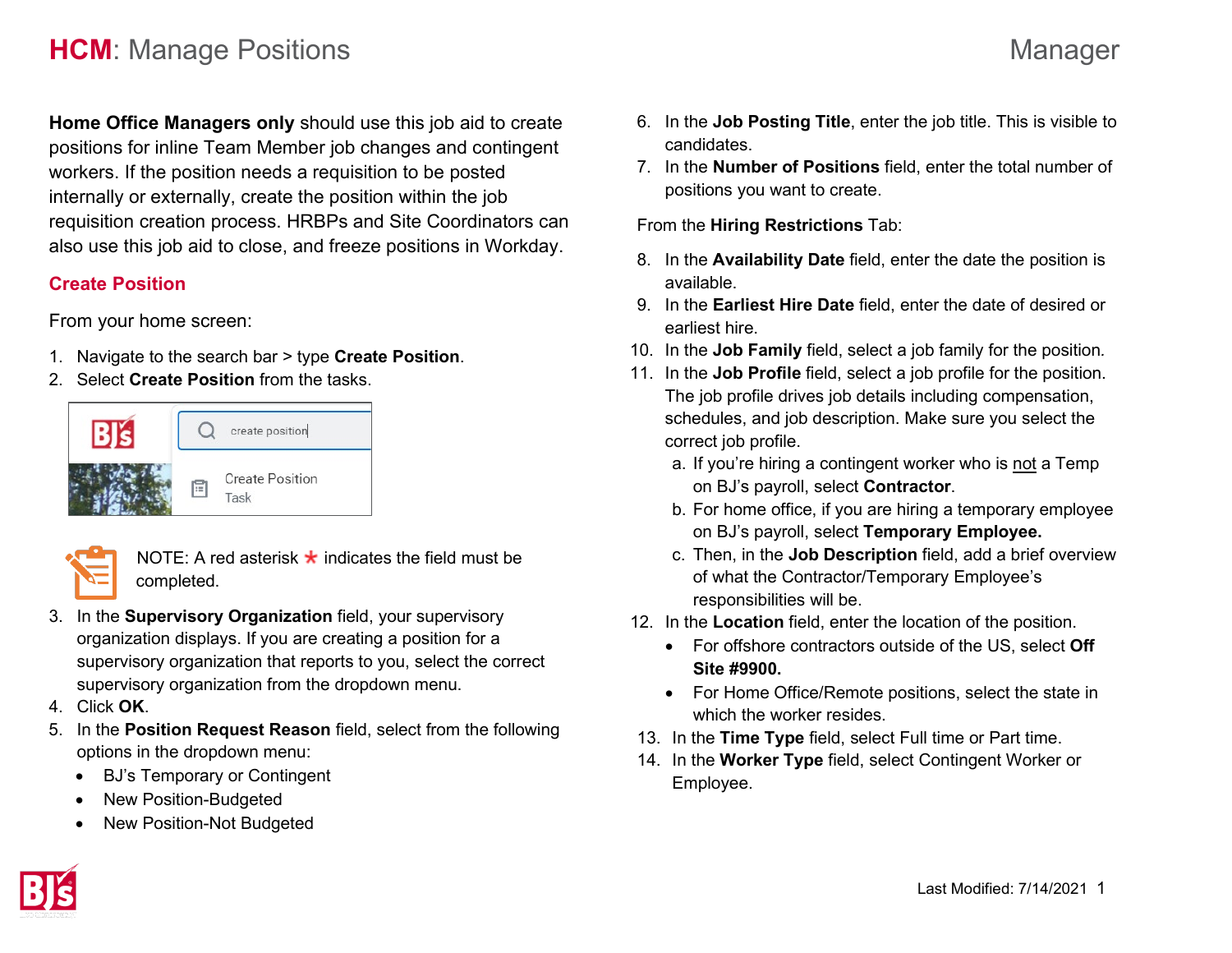# HCM: Manage Positions

Manager

**Home Office Managers only** should use this job aid to create positions for inline Team Member job changes and contingent workers. If the position needs a requisition to be posted internally or externally, create the position within the job requisition creation process. HRBPs and Site Coordinators can also use this job aid to close, and freeze positions in Workday.

## Create Position

From your home screen:

1. Navigate to the search bar > type **Create Position**.
2. Select **Create Position** from the tasks.

NOTE: A red asterisk * indicates the field must be completed.

3. In the **Supervisory Organization** field, your supervisory organization displays. If you are creating a position for a supervisory organization that reports to you, select the correct supervisory organization from the dropdown menu.
4. Click **OK**.
5. In the **Position Request Reason** field, select from the following options in the dropdown menu:
   - BJ's Temporary or Contingent
   - New Position-Budgeted
   - New Position-Not Budgeted
6. In the **Job Posting Title**, enter the job title. This is visible to candidates.
7. In the **Number of Positions** field, enter the total number of positions you want to create.

From the **Hiring Restrictions** Tab:

8. In the **Availability Date** field, enter the date the position is available.
9. In the **Earliest Hire Date** field, enter the date of desired or earliest hire.
10. In the **Job Family** field, select a job family for the position.
11. In the **Job Profile** field, select a job profile for the position. The job profile drives job details including compensation, schedules, and job description. Make sure you select the correct job profile.
    a. If you're hiring a contingent worker who is not a Temp on BJ's payroll, select **Contractor**.
    b. For home office, if you are hiring a temporary employee on BJ's payroll, select **Temporary Employee.**
    c. Then, in the **Job Description** field, add a brief overview of what the Contractor/Temporary Employee's responsibilities will be.
12. In the **Location** field, enter the location of the position.
    - For offshore contractors outside of the US, select **Off Site #9900.**
    - For Home Office/Remote positions, select the state in which the worker resides.
13. In the **Time Type** field, select Full time or Part time.
14. In the **Worker Type** field, select Contingent Worker or Employee.

Last Modified: 7/14/2021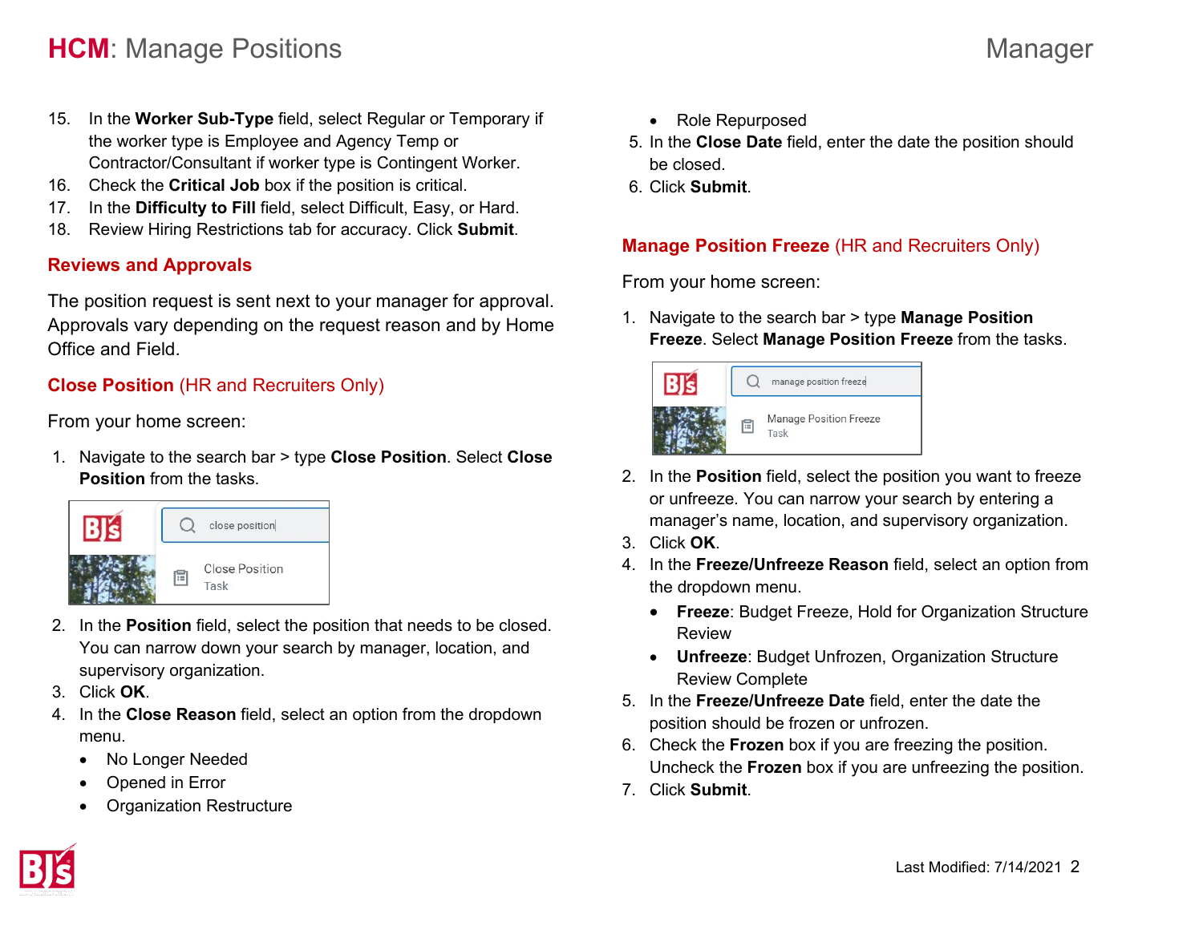15. In the **Worker Sub-Type** field, select Regular or Temporary if the worker type is Employee and Agency Temp or Contractor/Consultant if worker type is Contingent Worker.
16. Check the **Critical Job** box if the position is critical.
17. In the **Difficulty to Fill** field, select Difficult, Easy, or Hard.
18. Review Hiring Restrictions tab for accuracy. Click **Submit**.

## Reviews and Approvals

The position request is sent next to your manager for approval. Approvals vary depending on the request reason and by Home Office and Field.

## Close Position (HR and Recruiters Only)

From your home screen:

1. Navigate to the search bar > type **Close Position**. Select **Close Position** from the tasks.
2. In the **Position** field, select the position that needs to be closed. You can narrow down your search by manager, location, and supervisory organization.
3. Click **OK**.
4. In the **Close Reason** field, select an option from the dropdown menu.
   - No Longer Needed
   - Opened in Error
   - Organization Restructure
   - Role Repurposed
5. In the **Close Date** field, enter the date the position should be closed.
6. Click **Submit**.

## Manage Position Freeze (HR and Recruiters Only)

From your home screen:

1. Navigate to the search bar > type **Manage Position Freeze**. Select **Manage Position Freeze** from the tasks.
2. In the **Position** field, select the position you want to freeze or unfreeze. You can narrow your search by entering a manager's name, location, and supervisory organization.
3. Click **OK**.
4. In the **Freeze/Unfreeze Reason** field, select an option from the dropdown menu.
   - **Freeze**: Budget Freeze, Hold for Organization Structure Review
   - **Unfreeze**: Budget Unfrozen, Organization Structure Review Complete
5. In the **Freeze/Unfreeze Date** field, enter the date the position should be frozen or unfrozen.
6. Check the **Frozen** box if you are freezing the position. Uncheck the **Frozen** box if you are unfreezing the position.
7. Click **Submit**.

Last Modified: 7/14/2021